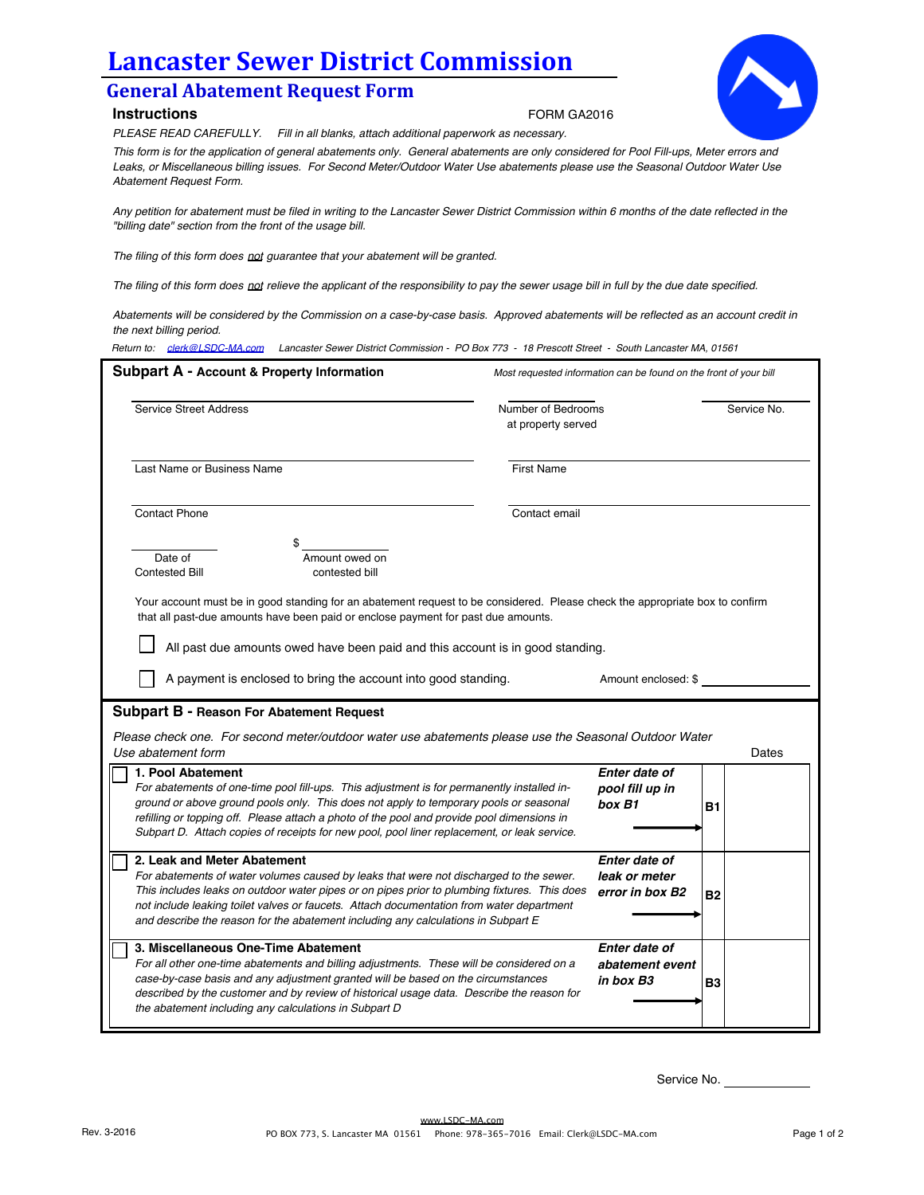# Lancaster Sewer District Commission

## General Abatement Request Form

### Instructions

FORM GA2016

*PLEASE READ CAREFULLY. Fill in all blanks, attach additional paperwork as necessary.*

*This form is for the application of general abatements only. General abatements are only considered for Pool Fill-ups, Meter errors and Leaks, or Miscellaneous billing issues. For Second Meter/Outdoor Water Use abatements please use the Seasonal Outdoor Water Use Abatement Request Form.*

*Any petition for abatement must be filed in writing to the Lancaster Sewer District Commission within 6 months of the date reflected in the "billing date" section from the front of the usage bill.*

*The filing of this form does not guarantee that your abatement will be granted.*

*The filing of this form does not relieve the applicant of the responsibility to pay the sewer usage bill in full by the due date specified.*

*Abatements will be considered by the Commission on a case-by-case basis. Approved abatements will be reflected as an account credit in the next billing period.*

*Return to: clerk@LSDC-MA.com Lancaster Sewer District Commission - PO Box 773 - 18 Prescott Street - South Lancaster MA, 01561*

### Subpart A - Account & Property Information

*Most requested information can be found on the front of your bill*

Service Street Address: ______________________ Number of Bedrooms at property served: __________ Service No.: __________

Last Name or Business Name: ______________________ First Name: ______________________

Contact Phone: ______________________ Contact email: ______________________

Date of Contested Bill: __________ Amount owed on contested bill: $ __________

Your account must be in good standing for an abatement request to be considered. Please check the appropriate box to confirm that all past-due amounts have been paid or enclose payment for past due amounts.

☐ All past due amounts owed have been paid and this account is in good standing.

☐ A payment is enclosed to bring the account into good standing. Amount enclosed: $ __________

### Subpart B - Reason For Abatement Request

*Please check one. For second meter/outdoor water use abatements please use the Seasonal Outdoor Water Use abatement form*

| Reason | | | Dates |
|---|---|---|---|
| ☐ **1. Pool Abatement**<br>*For abatements of one-time pool fill-ups. This adjustment is for permanently installed in-ground or above ground pools only. This does not apply to temporary pools or seasonal refilling or topping off. Please attach a photo of the pool and provide pool dimensions in Subpart D. Attach copies of receipts for new pool, pool liner replacement, or leak service.* | ***Enter date of pool fill up in box B1*** | **B1** | |
| ☐ **2. Leak and Meter Abatement**<br>*For abatements of water volumes caused by leaks that were not discharged to the sewer. This includes leaks on outdoor water pipes or on pipes prior to plumbing fixtures. This does not include leaking toilet valves or faucets. Attach documentation from water department and describe the reason for the abatement including any calculations in Subpart E* | ***Enter date of leak or meter error in box B2*** | **B2** | |
| ☐ **3. Miscellaneous One-Time Abatement**<br>*For all other one-time abatements and billing adjustments. These will be considered on a case-by-case basis and any adjustment granted will be based on the circumstances described by the customer and by review of historical usage data. Describe the reason for the abatement including any calculations in Subpart D* | ***Enter date of abatement event in box B3*** | **B3** | |

Service No. __________

Rev. 3-2016

www.LSDC-MA.com
PO BOX 773, S. Lancaster MA 01561 Phone: 978-365-7016 Email: Clerk@LSDC-MA.com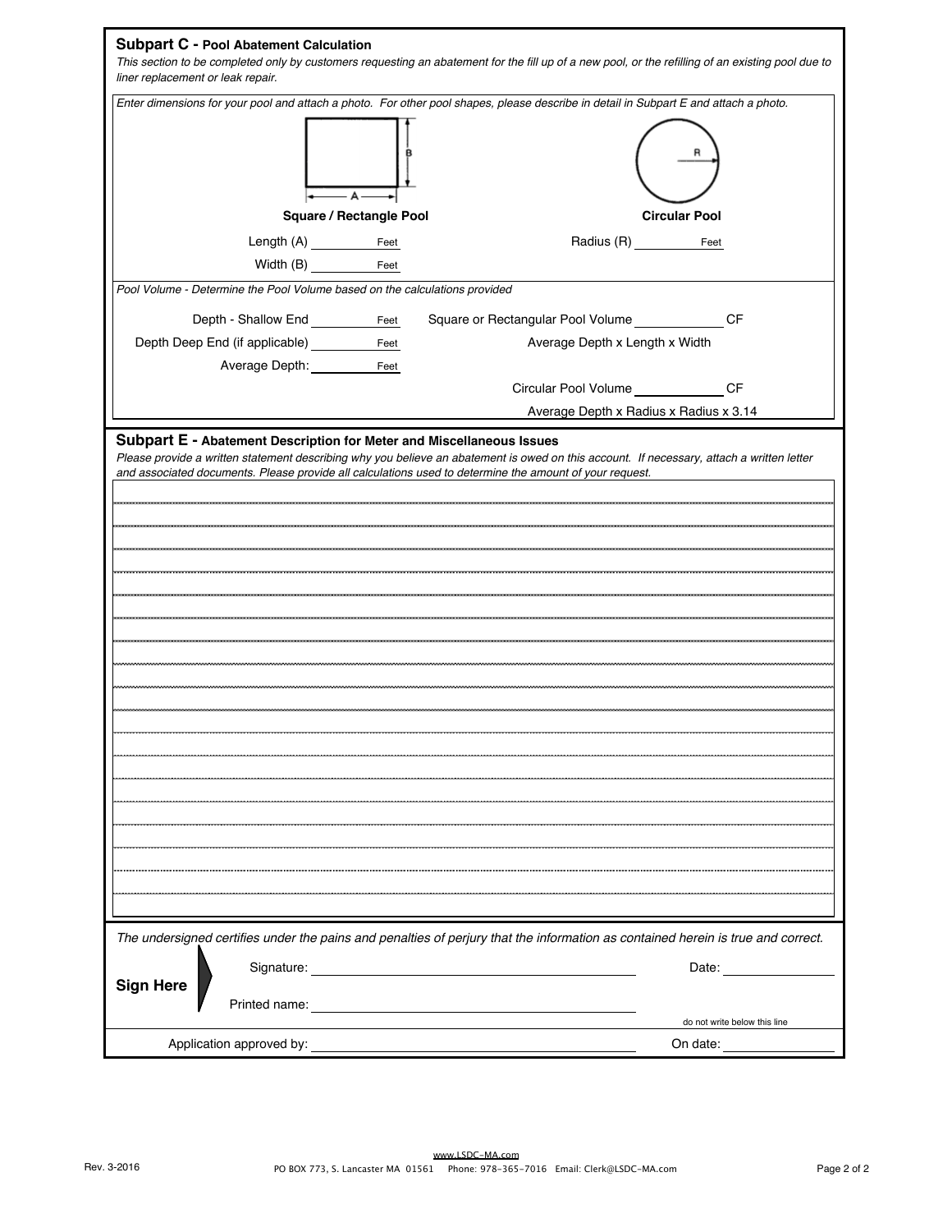## Subpart C - Pool Abatement Calculation

*This section to be completed only by customers requesting an abatement for the fill up of a new pool, or the refilling of an existing pool due to liner replacement or leak repair.*

*Enter dimensions for your pool and attach a photo. For other pool shapes, please describe in detail in Subpart E and attach a photo.*

A

B

R

**Square / Rectangle Pool**

Length (A) ________ Feet

Width (B) ________ Feet

**Circular Pool**

Radius (R) ________ Feet

*Pool Volume - Determine the Pool Volume based on the calculations provided*

Depth - Shallow End ________ Feet

Depth Deep End (if applicable) ________ Feet

Average Depth: ________ Feet

Square or Rectangular Pool Volume ____________ CF

Average Depth x Length x Width

Circular Pool Volume ____________ CF

Average Depth x Radius x Radius x 3.14

## Subpart E - Abatement Description for Meter and Miscellaneous Issues

*Please provide a written statement describing why you believe an abatement is owed on this account. If necessary, attach a written letter and associated documents. Please provide all calculations used to determine the amount of your request.*

________________________________________________________________________

________________________________________________________________________

________________________________________________________________________

________________________________________________________________________

________________________________________________________________________

________________________________________________________________________

________________________________________________________________________

________________________________________________________________________

________________________________________________________________________

________________________________________________________________________

________________________________________________________________________

________________________________________________________________________

________________________________________________________________________

________________________________________________________________________

________________________________________________________________________

________________________________________________________________________

________________________________________________________________________

________________________________________________________________________

*The undersigned certifies under the pains and penalties of perjury that the information as contained herein is true and correct.*

**Sign Here**

Signature: ________________________________ Date: ____________

Printed name: ________________________________

do not write below this line

Application approved by: ________________________________ On date: ____________

Rev. 3-2016

www.LSDC-MA.com

PO BOX 773, S. Lancaster MA 01561 Phone: 978-365-7016 Email: Clerk@LSDC-MA.com